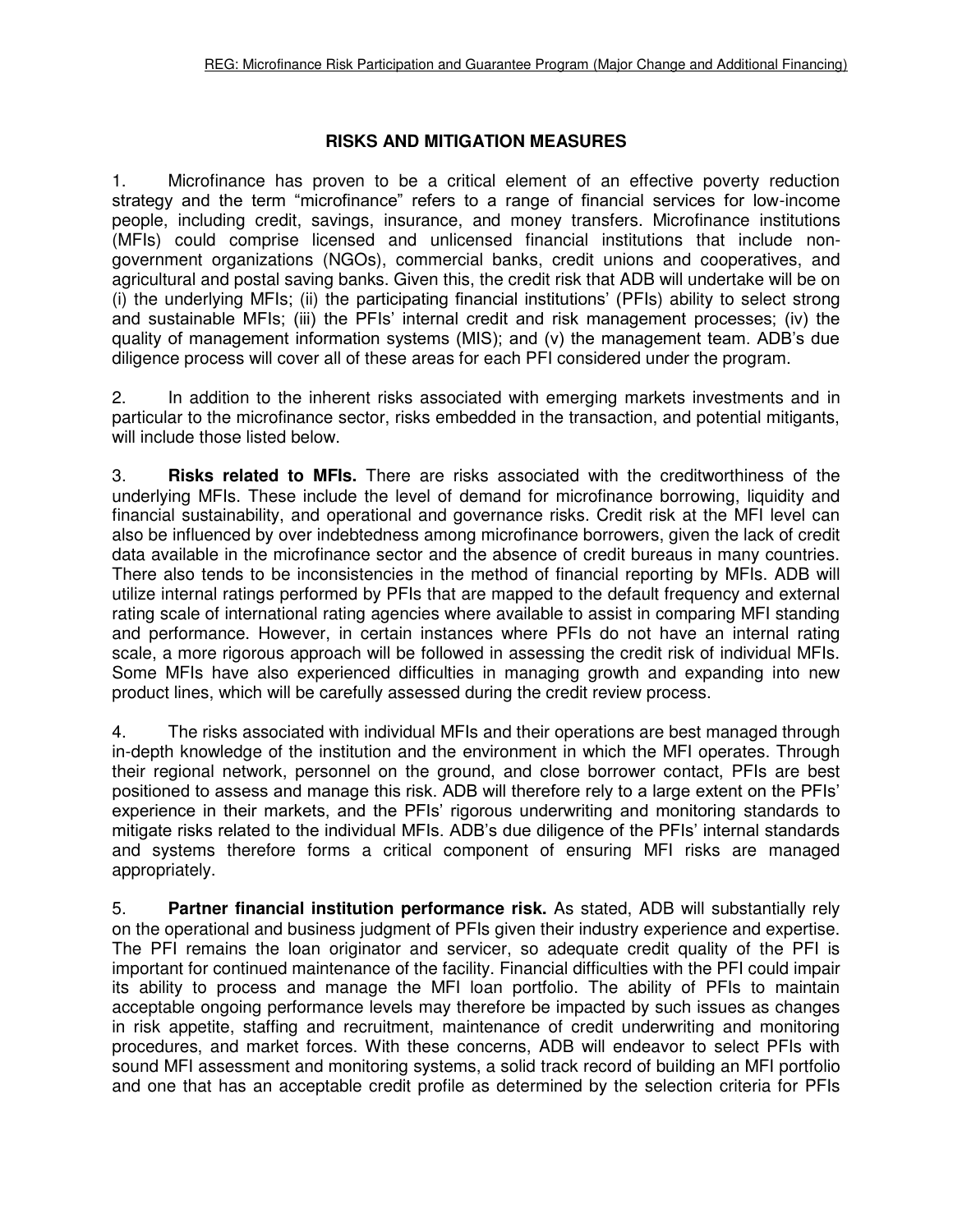## RISKS AND MITIGATION MEASURES

1. Microfinance has proven to be a critical element of an effective poverty reduction strategy and the term "microfinance" refers to a range of financial services for low-income people, including credit, savings, insurance, and money transfers. Microfinance institutions (MFIs) could comprise licensed and unlicensed financial institutions that include non-government organizations (NGOs), commercial banks, credit unions and cooperatives, and agricultural and postal saving banks. Given this, the credit risk that ADB will undertake will be on (i) the underlying MFIs; (ii) the participating financial institutions' (PFIs) ability to select strong and sustainable MFIs; (iii) the PFIs' internal credit and risk management processes; (iv) the quality of management information systems (MIS); and (v) the management team. ADB's due diligence process will cover all of these areas for each PFI considered under the program.

2. In addition to the inherent risks associated with emerging markets investments and in particular to the microfinance sector, risks embedded in the transaction, and potential mitigants, will include those listed below.

3. **Risks related to MFIs.** There are risks associated with the creditworthiness of the underlying MFIs. These include the level of demand for microfinance borrowing, liquidity and financial sustainability, and operational and governance risks. Credit risk at the MFI level can also be influenced by over indebtedness among microfinance borrowers, given the lack of credit data available in the microfinance sector and the absence of credit bureaus in many countries. There also tends to be inconsistencies in the method of financial reporting by MFIs. ADB will utilize internal ratings performed by PFIs that are mapped to the default frequency and external rating scale of international rating agencies where available to assist in comparing MFI standing and performance. However, in certain instances where PFIs do not have an internal rating scale, a more rigorous approach will be followed in assessing the credit risk of individual MFIs. Some MFIs have also experienced difficulties in managing growth and expanding into new product lines, which will be carefully assessed during the credit review process.

4. The risks associated with individual MFIs and their operations are best managed through in-depth knowledge of the institution and the environment in which the MFI operates. Through their regional network, personnel on the ground, and close borrower contact, PFIs are best positioned to assess and manage this risk. ADB will therefore rely to a large extent on the PFIs' experience in their markets, and the PFIs' rigorous underwriting and monitoring standards to mitigate risks related to the individual MFIs. ADB's due diligence of the PFIs' internal standards and systems therefore forms a critical component of ensuring MFI risks are managed appropriately.

5. **Partner financial institution performance risk.** As stated, ADB will substantially rely on the operational and business judgment of PFIs given their industry experience and expertise. The PFI remains the loan originator and servicer, so adequate credit quality of the PFI is important for continued maintenance of the facility. Financial difficulties with the PFI could impair its ability to process and manage the MFI loan portfolio. The ability of PFIs to maintain acceptable ongoing performance levels may therefore be impacted by such issues as changes in risk appetite, staffing and recruitment, maintenance of credit underwriting and monitoring procedures, and market forces. With these concerns, ADB will endeavor to select PFIs with sound MFI assessment and monitoring systems, a solid track record of building an MFI portfolio and one that has an acceptable credit profile as determined by the selection criteria for PFIs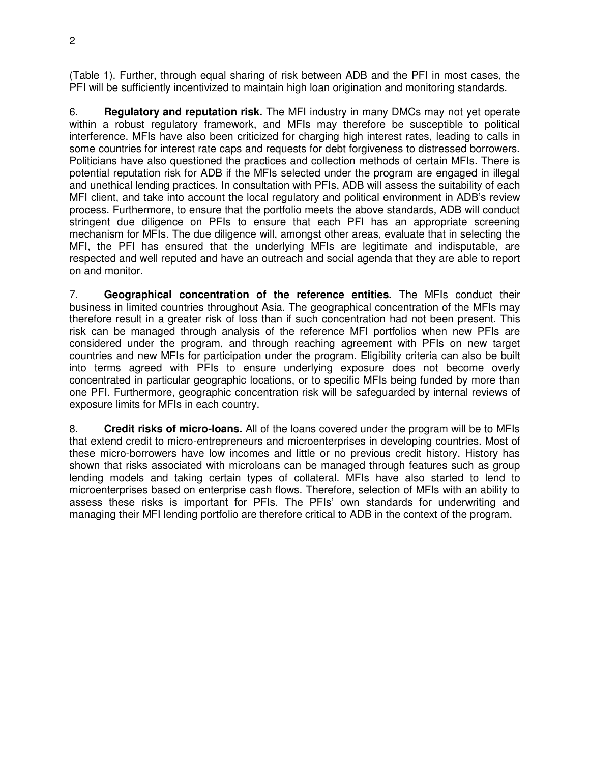(Table 1). Further, through equal sharing of risk between ADB and the PFI in most cases, the PFI will be sufficiently incentivized to maintain high loan origination and monitoring standards.

6. **Regulatory and reputation risk.** The MFI industry in many DMCs may not yet operate within a robust regulatory framework, and MFIs may therefore be susceptible to political interference. MFIs have also been criticized for charging high interest rates, leading to calls in some countries for interest rate caps and requests for debt forgiveness to distressed borrowers. Politicians have also questioned the practices and collection methods of certain MFIs. There is potential reputation risk for ADB if the MFIs selected under the program are engaged in illegal and unethical lending practices. In consultation with PFIs, ADB will assess the suitability of each MFI client, and take into account the local regulatory and political environment in ADB's review process. Furthermore, to ensure that the portfolio meets the above standards, ADB will conduct stringent due diligence on PFIs to ensure that each PFI has an appropriate screening mechanism for MFIs. The due diligence will, amongst other areas, evaluate that in selecting the MFI, the PFI has ensured that the underlying MFIs are legitimate and indisputable, are respected and well reputed and have an outreach and social agenda that they are able to report on and monitor.

7. **Geographical concentration of the reference entities.** The MFIs conduct their business in limited countries throughout Asia. The geographical concentration of the MFIs may therefore result in a greater risk of loss than if such concentration had not been present. This risk can be managed through analysis of the reference MFI portfolios when new PFIs are considered under the program, and through reaching agreement with PFIs on new target countries and new MFIs for participation under the program. Eligibility criteria can also be built into terms agreed with PFIs to ensure underlying exposure does not become overly concentrated in particular geographic locations, or to specific MFIs being funded by more than one PFI. Furthermore, geographic concentration risk will be safeguarded by internal reviews of exposure limits for MFIs in each country.

8. **Credit risks of micro-loans.** All of the loans covered under the program will be to MFIs that extend credit to micro-entrepreneurs and microenterprises in developing countries. Most of these micro-borrowers have low incomes and little or no previous credit history. History has shown that risks associated with microloans can be managed through features such as group lending models and taking certain types of collateral. MFIs have also started to lend to microenterprises based on enterprise cash flows. Therefore, selection of MFIs with an ability to assess these risks is important for PFIs. The PFIs' own standards for underwriting and managing their MFI lending portfolio are therefore critical to ADB in the context of the program.